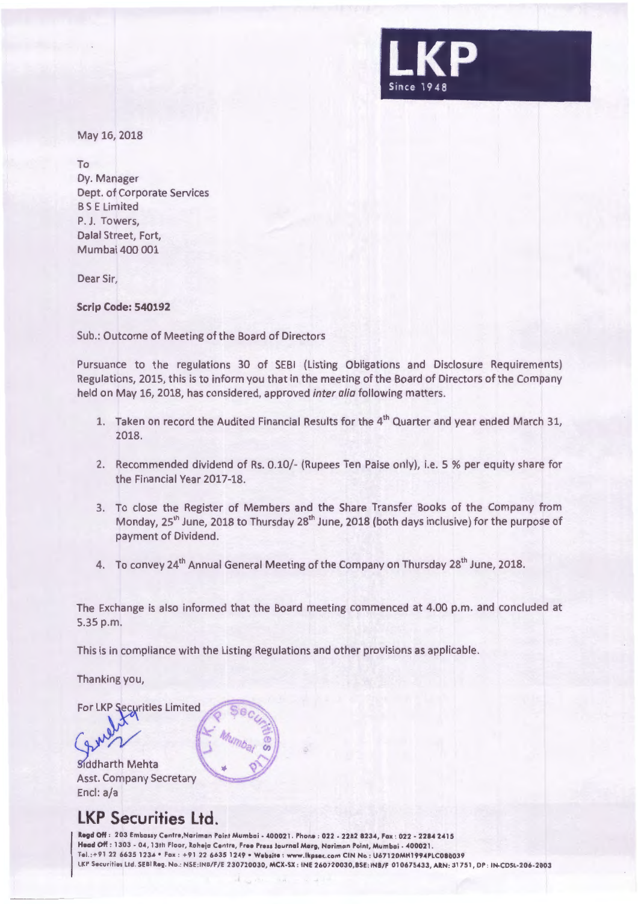LKP
Since 1948

May 16, 2018

To
Dy. Manager
Dept. of Corporate Services
B S E Limited
P. J. Towers,
Dalal Street, Fort,
Mumbai 400 001

Dear Sir,

**Scrip Code: 540192**

Sub.: Outcome of Meeting of the Board of Directors

Pursuance to the regulations 30 of SEBI (Listing Obligations and Disclosure Requirements) Regulations, 2015, this is to inform you that in the meeting of the Board of Directors of the Company held on May 16, 2018, has considered, approved *inter alia* following matters.

1. Taken on record the Audited Financial Results for the 4th Quarter and year ended March 31, 2018.

2. Recommended dividend of Rs. 0.10/- (Rupees Ten Paise only), i.e. 5 % per equity share for the Financial Year 2017-18.

3. To close the Register of Members and the Share Transfer Books of the Company from Monday, 25th June, 2018 to Thursday 28th June, 2018 (both days inclusive) for the purpose of payment of Dividend.

4. To convey 24th Annual General Meeting of the Company on Thursday 28th June, 2018.

The Exchange is also informed that the Board meeting commenced at 4.00 p.m. and concluded at 5.35 p.m.

This is in compliance with the Listing Regulations and other provisions as applicable.

Thanking you,

For LKP Securities Limited

Siddharth Mehta
Asst. Company Secretary
Encl: a/a

## LKP Securities Ltd.

**Regd Off :** 203 Embassy Centre,Nariman Point Mumbai - 400021. Phone : 022 - 2282 8234, Fax : 022 - 2284 2415
**Head Off :** 1303 - 04, 13th Floor, Raheja Centre, Free Press Journal Marg, Nariman Point, Mumbai - 400021.
Tel.:+91 22 6635 1234 • Fax : +91 22 6635 1249 • Website : www.lkpsec.com CIN No : U67120MH1994PLC080039
LKP Securities Ltd. SEBI Reg. No.: NSE:INB/F/E 230720030, MCX-SX : INE 260720030,BSE: INB/F 010675433, ARN: 31751, DP : IN-CDSL-206-2003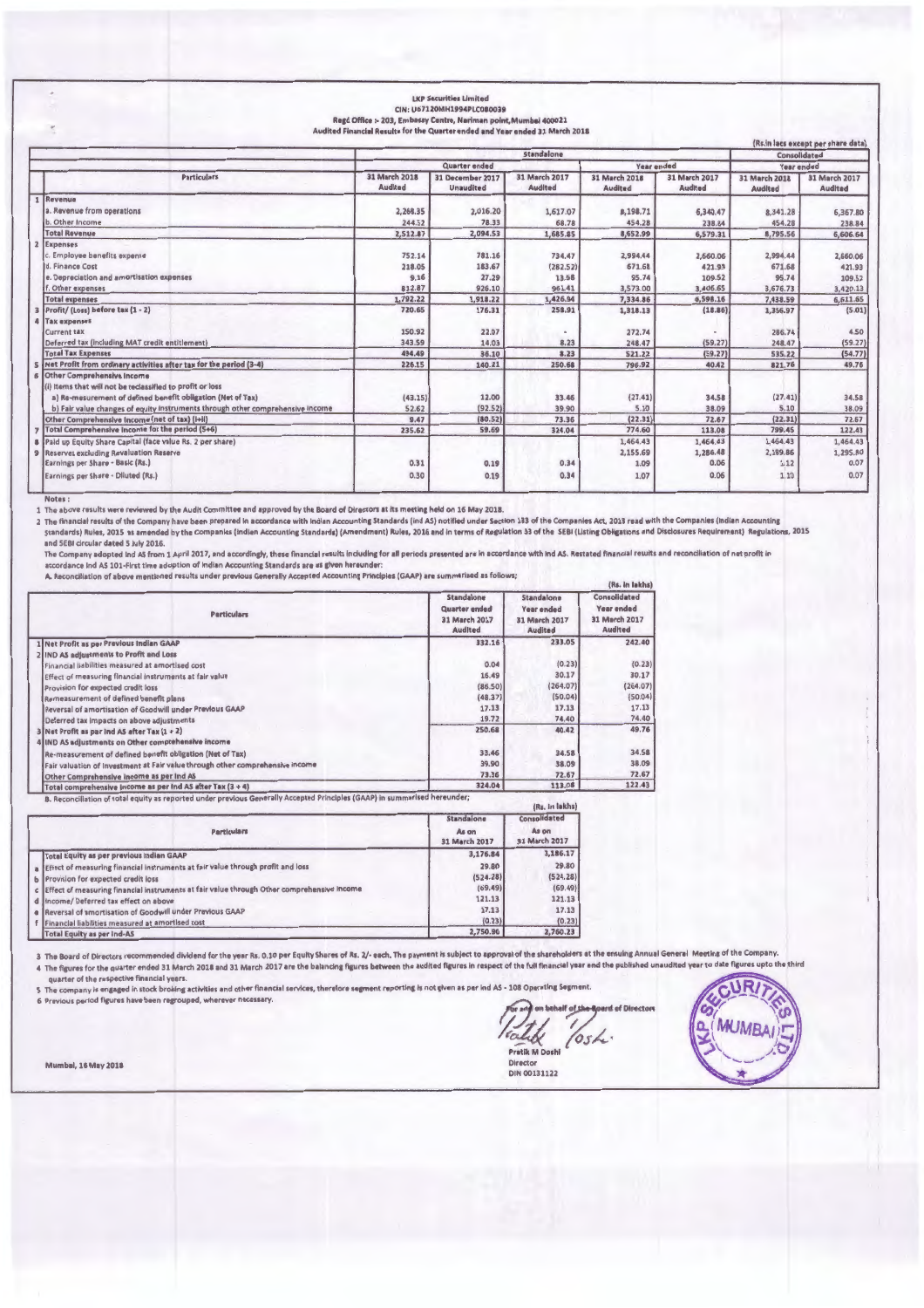**LKP Securities Limited**
**CIN: U67120MH1994PLC080039**
**Regd Office :- 203, Embassy Centre, Nariman point, Mumbai 400021**
**Audited Financial Results for the Quarter ended and Year ended 31 March 2018**

(Rs.in lacs except per share data)

| | Particulars | Standalone | | | | | Consolidated | |
|---|---|---|---|---|---|---|---|---|
| | | Quarter ended | | | Year ended | | Year ended | |
| | | 31 March 2018 Audited | 31 December 2017 Unaudited | 31 March 2017 Audited | 31 March 2018 Audited | 31 March 2017 Audited | 31 March 2018 Audited | 31 March 2017 Audited |
| 1 | Revenue | | | | | | | |
| | a. Revenue from operations | 2,268.35 | 2,016.20 | 1,617.07 | 8,198.71 | 6,340.47 | 8,341.28 | 6,367.80 |
| | b. Other Income | 244.52 | 78.33 | 68.78 | 454.28 | 238.84 | 454.28 | 238.84 |
| | Total Revenue | 2,512.87 | 2,094.53 | 1,685.85 | 8,652.99 | 6,579.31 | 8,795.56 | 6,606.64 |
| 2 | Expenses | | | | | | | |
| | c. Employee benefits expense | 752.14 | 781.16 | 734.47 | 2,994.44 | 2,660.06 | 2,994.44 | 2,660.06 |
| | d. Finance Cost | 218.05 | 183.67 | (282.52) | 671.68 | 421.93 | 671.68 | 421.93 |
| | e. Depreciation and amortisation expenses | 9.16 | 27.29 | 13.58 | 95.74 | 109.52 | 95.74 | 109.52 |
| | f. Other expenses | 812.87 | 926.10 | 961.41 | 3,573.00 | 3,406.65 | 3,676.73 | 3,420.13 |
| | Total expenses | 1,792.22 | 1,918.22 | 1,426.94 | 7,334.86 | 6,598.16 | 7,438.59 | 6,611.65 |
| 3 | Profit/ (Loss) before tax (1 - 2) | 720.65 | 176.31 | 258.91 | 1,318.13 | (18.86) | 1,356.97 | (5.01) |
| 4 | Tax expenses | | | | | | | |
| | Current tax | 150.92 | 22.07 | - | 272.74 | - | 286.74 | 4.50 |
| | Deferred tax (including MAT credit entitlement) | 343.59 | 14.03 | 8.23 | 248.47 | (59.27) | 248.47 | (59.27) |
| | Total Tax Expenses | 494.49 | 36.10 | 8.23 | 521.22 | (59.27) | 535.22 | (54.77) |
| 5 | Net Profit from ordinary activities after tax for the period (3-4) | 226.15 | 140.21 | 250.68 | 796.92 | 40.42 | 821.76 | 49.76 |
| 6 | Other Comprehensive Income | | | | | | | |
| | (i) Items that will not be reclassified to profit or loss | | | | | | | |
| | a) Re-measurement of defined benefit obligation (Net of Tax) | (43.15) | 12.00 | 33.46 | (27.41) | 34.58 | (27.41) | 34.58 |
| | b) Fair value changes of equity instruments through other comprehensive income | 52.62 | (92.52) | 39.90 | 5.10 | 38.09 | 5.10 | 38.09 |
| | Other Comprehensive Income (net of tax) (i+ii) | 9.47 | (80.52) | 73.36 | (22.31) | 72.67 | (22.31) | 72.67 |
| 7 | Total Comprehensive Income for the period (5+6) | 235.62 | 59.69 | 324.04 | 774.60 | 113.08 | 799.45 | 122.43 |
| 8 | Paid up Equity Share Capital (face value Rs. 2 per share) | | | | 1,464.43 | 1,464.43 | 1,464.43 | 1,464.43 |
| 9 | Reserves excluding Revaluation Reserve | | | | 2,155.69 | 1,286.48 | 2,189.86 | 1,295.80 |
| | Earnings per Share - Basic (Rs.) | 0.31 | 0.19 | 0.34 | 1.09 | 0.06 | 1.12 | 0.07 |
| | Earnings per Share - Diluted (Rs.) | 0.30 | 0.19 | 0.34 | 1.07 | 0.06 | 1.10 | 0.07 |

**Notes :**

1 The above results were reviewed by the Audit Committee and approved by the Board of Directors at its meeting held on 16 May 2018.

2 The financial results of the Company have been prepared in accordance with Indian Accounting Standards (Ind AS) notified under Section 133 of the Companies Act, 2013 read with the Companies (Indian Accounting Standards) Rules, 2015 as amended by the Companies (Indian Accounting Standards) (Amendment) Rules, 2016 and in terms of Regulation 33 of the SEBI (Listing Obligations and Disclosures Requirement) Regulations, 2015 and SEBI circular dated 5 July 2016.
The Company adopted Ind AS from 1 April 2017, and accordingly, these financial results including for all periods presented are in accordance with Ind AS. Restated financial results and reconciliation of net profit in accordance Ind AS 101-First time adoption of Indian Accounting Standards are as given hereunder:
A. Reconciliation of above mentioned results under previous Generally Accepted Accounting Principles (GAAP) are summarised as follows;

(Rs. in lakhs)

| | Particulars | Standalone Quarter ended 31 March 2017 Audited | Standalone Year ended 31 March 2017 Audited | Consolidated Year ended 31 March 2017 Audited |
|---|---|---|---|---|
| 1 | Net Profit as per Previous Indian GAAP | 332.16 | 233.05 | 242.40 |
| 2 | IND AS adjustments to Profit and Loss | | | |
| | Financial liabilities measured at amortised cost | 0.04 | (0.23) | (0.23) |
| | Effect of measuring financial instruments at fair value | 16.49 | 30.17 | 30.17 |
| | Provision for expected credit loss | (86.50) | (264.07) | (264.07) |
| | Remeasurement of defined benefit plans | (48.37) | (50.04) | (50.04) |
| | Reversal of amortisation of Goodwill under Previous GAAP | 17.13 | 17.13 | 17.13 |
| | Deferred tax impacts on above adjustments | 19.72 | 74.40 | 74.40 |
| 3 | Net Profit as per Ind AS after Tax (1 + 2) | 250.68 | 40.42 | 49.76 |
| 4 | IND AS adjustments on Other comprehensive income | | | |
| | Re-measurement of defined benefit obligation (Net of Tax) | 33.46 | 34.58 | 34.58 |
| | Fair valuation of investment at Fair value through other comprehensive income | 39.90 | 38.09 | 38.09 |
| | Other Comprehensive income as per Ind AS | 73.36 | 72.67 | 72.67 |
| | Total comprehensive income as per Ind AS after Tax (3 + 4) | 324.04 | 113.08 | 122.43 |

B. Reconciliation of total equity as reported under previous Generally Accepted Principles (GAAP) in summarised hereunder;

(Rs. in lakhs)

| | Particulars | Standalone As on 31 March 2017 | Consolidated As on 31 March 2017 |
|---|---|---|---|
| | Total Equity as per previous Indian GAAP | 3,176.84 | 3,186.17 |
| a | Effect of measuring financial instruments at fair value through profit and loss | 29.80 | 29.80 |
| b | Provision for expected credit loss | (524.28) | (524.28) |
| c | Effect of measuring financial instruments at fair value through Other comprehensive income | (69.49) | (69.49) |
| d | Income/ Deferred tax effect on above | 121.13 | 121.13 |
| e | Reversal of amortisation of Goodwill under Previous GAAP | 17.13 | 17.13 |
| f | Financial liabilities measured at amortised cost | (0.23) | (0.23) |
| | Total Equity as per Ind-AS | 2,750.90 | 2,760.23 |

3 The Board of Directors recommended dividend for the year Rs. 0.10 per Equity Shares of Rs. 2/- each. The payment is subject to approval of the shareholders at the ensuing Annual General Meeting of the Company.

4 The figures for the quarter ended 31 March 2018 and 31 March 2017 are the balancing figures between the audited figures in respect of the full financial year and the published unaudited year to date figures upto the third quarter of the respective financial years.

5 The company is engaged in stock broking activities and other financial services, therefore segment reporting is not given as per Ind AS - 108 Operating Segment.

6 Previous period figures have been regrouped, wherever necessary.

For and on behalf of the Board of Directors

Pratik M Doshi
Director
DIN 00131122

Mumbai, 16 May 2018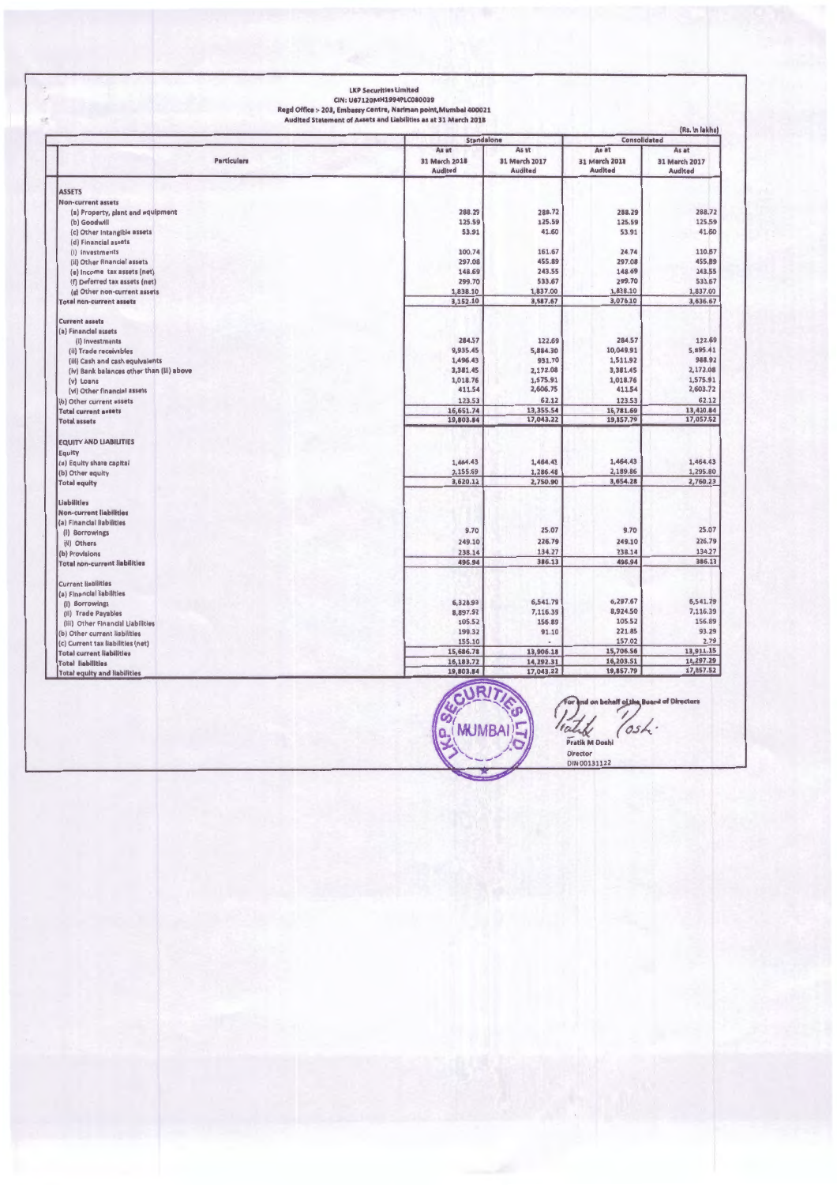**LKP Securities Limited**
**CIN: U67120MH1994PLC080039**
**Regd Office :- 203, Embassy Centre, Nariman point,Mumbai 400021**
**Audited Statement of Assets and Liabilities as at 31 March 2018**

(Rs. In lakhs)

| Particulars | Standalone | | Consolidated | |
|---|---|---|---|---|
| | As at 31 March 2018 Audited | As at 31 March 2017 Audited | As at 31 March 2018 Audited | As at 31 March 2017 Audited |
| **ASSETS** | | | | |
| **Non-current assets** | | | | |
| (a) Property, plant and equipment | 288.29 | 288.72 | 288.29 | 288.72 |
| (b) Goodwill | 125.59 | 125.59 | 125.59 | 125.59 |
| (c) Other Intangible assets | 53.91 | 41.60 | 53.91 | 41.60 |
| (d) Financial assets | | | | |
| (i) Investments | 100.74 | 161.67 | 24.74 | 110.67 |
| (ii) Other financial assets | 297.08 | 455.89 | 297.08 | 455.89 |
| (e) Income tax assets (net) | 148.69 | 243.55 | 148.69 | 243.55 |
| (f) Deferred tax assets (net) | 299.70 | 533.67 | 299.70 | 533.67 |
| (g) Other non-current assets | 1,838.10 | 1,837.00 | 1,838.10 | 1,837.00 |
| **Total non-current assets** | 3,152.10 | 3,687.67 | 3,076.10 | 3,636.67 |
| **Current assets** | | | | |
| (a) Financial assets | | | | |
| (i) Investments | 284.57 | 122.69 | 284.57 | 122.69 |
| (ii) Trade receivables | 9,935.45 | 5,884.30 | 10,049.91 | 5,895.41 |
| (iii) Cash and cash equivalents | 1,496.43 | 931.70 | 1,511.92 | 988.92 |
| (iv) Bank balances other than (iii) above | 3,381.45 | 2,172.08 | 3,381.45 | 2,172.08 |
| (v) Loans | 1,018.76 | 1,575.91 | 1,018.76 | 1,575.91 |
| (vi) Other financial assets | 411.54 | 2,606.75 | 411.54 | 2,603.72 |
| (b) Other current assets | 123.53 | 62.12 | 123.53 | 62.12 |
| **Total current assets** | 16,651.74 | 13,355.54 | 16,781.69 | 13,420.84 |
| **Total assets** | 19,803.84 | 17,043.22 | 19,857.79 | 17,057.52 |
| **EQUITY AND LIABILITIES** | | | | |
| **Equity** | | | | |
| (a) Equity share capital | 1,464.43 | 1,464.43 | 1,464.43 | 1,464.43 |
| (b) Other equity | 2,155.69 | 1,286.48 | 2,189.86 | 1,295.80 |
| **Total equity** | 3,620.11 | 2,750.90 | 3,654.28 | 2,760.23 |
| **Liabilities** | | | | |
| **Non-current liabilities** | | | | |
| (a) Financial liabilities | | | | |
| (i) Borrowings | 9.70 | 25.07 | 9.70 | 25.07 |
| (ii) Others | 249.10 | 226.79 | 249.10 | 226.79 |
| (b) Provisions | 238.14 | 134.27 | 238.14 | 134.27 |
| **Total non-current liabilities** | 496.94 | 386.13 | 496.94 | 386.13 |
| **Current liabilities** | | | | |
| (a) Financial liabilities | | | | |
| (i) Borrowings | 6,328.93 | 6,541.79 | 6,297.67 | 6,541.79 |
| (ii) Trade Payables | 8,897.97 | 7,116.39 | 8,924.50 | 7,116.39 |
| (iii) Other Financial Liabilities | 105.52 | 156.89 | 105.52 | 156.89 |
| (b) Other current liabilities | 199.32 | 91.10 | 221.85 | 93.29 |
| (c) Current tax liabilities (net) | 155.10 | - | 157.02 | 2.79 |
| **Total current liabilities** | 15,686.78 | 13,906.18 | 15,706.56 | 13,911.15 |
| **Total liabilities** | 16,183.72 | 14,292.31 | 16,203.51 | 14,297.29 |
| **Total equity and liabilities** | 19,803.84 | 17,043.22 | 19,857.79 | 17,057.52 |

For and on behalf of the Board of Directors

Pratik M Doshi
Director
DIN 00131122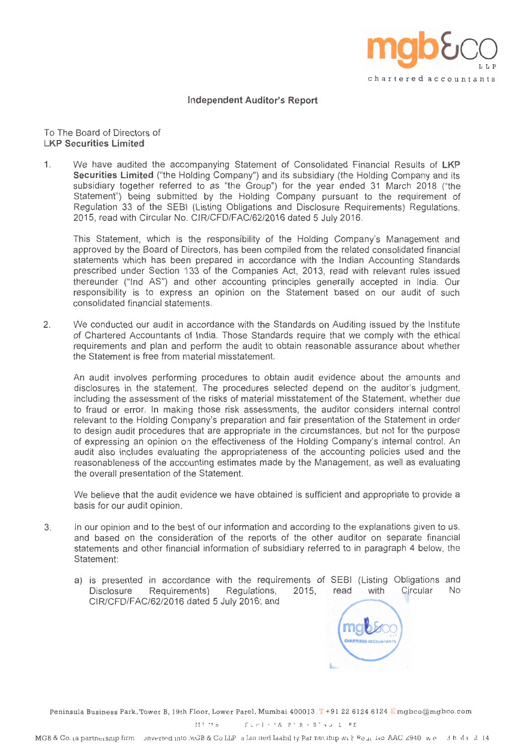# Independent Auditor's Report

To The Board of Directors of
**LKP Securities Limited**

1. We have audited the accompanying Statement of Consolidated Financial Results of **LKP Securities Limited** ("the Holding Company") and its subsidiary (the Holding Company and its subsidiary together referred to as "the Group") for the year ended 31 March 2018 ("the Statement") being submitted by the Holding Company pursuant to the requirement of Regulation 33 of the SEBI (Listing Obligations and Disclosure Requirements) Regulations, 2015, read with Circular No. CIR/CFD/FAC/62/2016 dated 5 July 2016.

   This Statement, which is the responsibility of the Holding Company's Management and approved by the Board of Directors, has been compiled from the related consolidated financial statements which has been prepared in accordance with the Indian Accounting Standards prescribed under Section 133 of the Companies Act, 2013, read with relevant rules issued thereunder ("Ind AS") and other accounting principles generally accepted in India. Our responsibility is to express an opinion on the Statement based on our audit of such consolidated financial statements.

2. We conducted our audit in accordance with the Standards on Auditing issued by the Institute of Chartered Accountants of India. Those Standards require that we comply with the ethical requirements and plan and perform the audit to obtain reasonable assurance about whether the Statement is free from material misstatement.

   An audit involves performing procedures to obtain audit evidence about the amounts and disclosures in the statement. The procedures selected depend on the auditor's judgment, including the assessment of the risks of material misstatement of the Statement, whether due to fraud or error. In making those risk assessments, the auditor considers internal control relevant to the Holding Company's preparation and fair presentation of the Statement in order to design audit procedures that are appropriate in the circumstances, but not for the purpose of expressing an opinion on the effectiveness of the Holding Company's internal control. An audit also includes evaluating the appropriateness of the accounting policies used and the reasonableness of the accounting estimates made by the Management, as well as evaluating the overall presentation of the Statement.

   We believe that the audit evidence we have obtained is sufficient and appropriate to provide a basis for our audit opinion.

3. In our opinion and to the best of our information and according to the explanations given to us, and based on the consideration of the reports of the other auditor on separate financial statements and other financial information of subsidiary referred to in paragraph 4 below, the Statement:

   a) is presented in accordance with the requirements of SEBI (Listing Obligations and Disclosure Requirements) Regulations, 2015, read with Circular No CIR/CFD/FAC/62/2016 dated 5 July 2016; and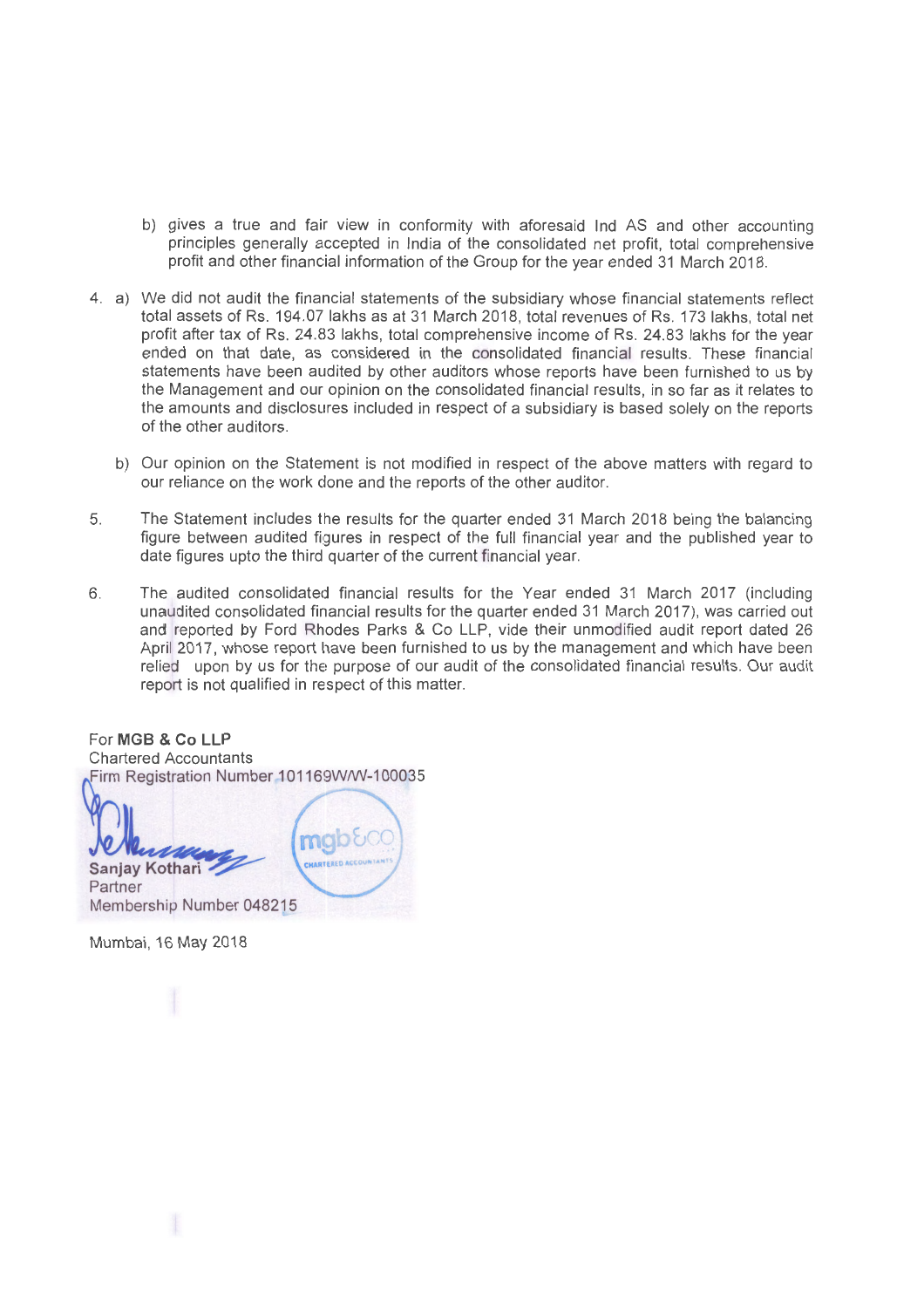b) gives a true and fair view in conformity with aforesaid Ind AS and other accounting principles generally accepted in India of the consolidated net profit, total comprehensive profit and other financial information of the Group for the year ended 31 March 2018.

4. a) We did not audit the financial statements of the subsidiary whose financial statements reflect total assets of Rs. 194.07 lakhs as at 31 March 2018, total revenues of Rs. 173 lakhs, total net profit after tax of Rs. 24.83 lakhs, total comprehensive income of Rs. 24.83 lakhs for the year ended on that date, as considered in the consolidated financial results. These financial statements have been audited by other auditors whose reports have been furnished to us by the Management and our opinion on the consolidated financial results, in so far as it relates to the amounts and disclosures included in respect of a subsidiary is based solely on the reports of the other auditors.

   b) Our opinion on the Statement is not modified in respect of the above matters with regard to our reliance on the work done and the reports of the other auditor.

5. The Statement includes the results for the quarter ended 31 March 2018 being the balancing figure between audited figures in respect of the full financial year and the published year to date figures upto the third quarter of the current financial year.

6. The audited consolidated financial results for the Year ended 31 March 2017 (including unaudited consolidated financial results for the quarter ended 31 March 2017), was carried out and reported by Ford Rhodes Parks & Co LLP, vide their unmodified audit report dated 26 April 2017, whose report have been furnished to us by the management and which have been relied upon by us for the purpose of our audit of the consolidated financial results. Our audit report is not qualified in respect of this matter.

For **MGB & Co LLP**
Chartered Accountants
Firm Registration Number 101169W/W-100035

**Sanjay Kothari**
Partner
Membership Number 048215

Mumbai, 16 May 2018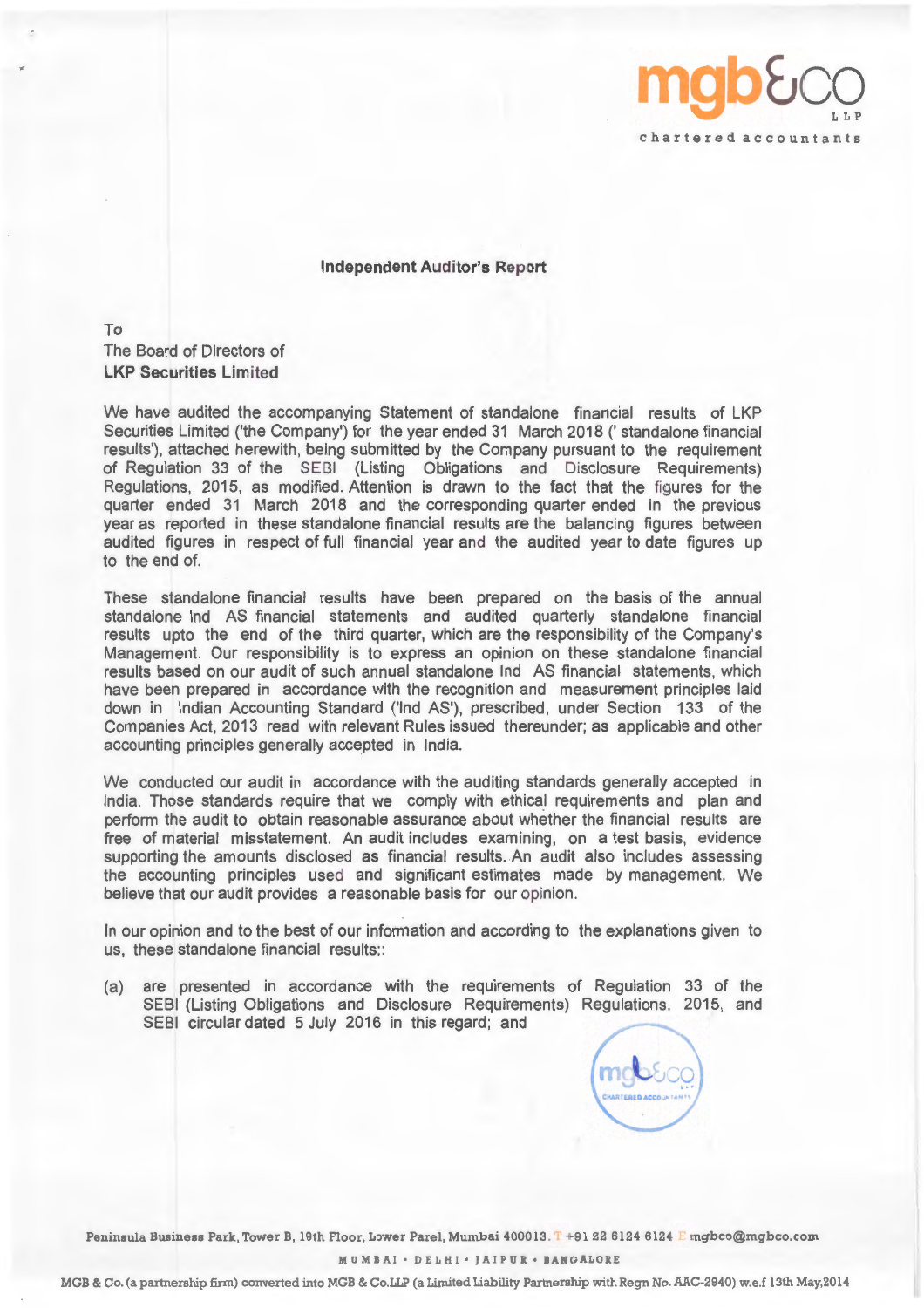mgb&co LLP
chartered accountants

## Independent Auditor's Report

To
The Board of Directors of
**LKP Securities Limited**

We have audited the accompanying Statement of standalone financial results of LKP Securities Limited ('the Company') for the year ended 31 March 2018 (' standalone financial results'), attached herewith, being submitted by the Company pursuant to the requirement of Regulation 33 of the SEBI (Listing Obligations and Disclosure Requirements) Regulations, 2015, as modified. Attention is drawn to the fact that the figures for the quarter ended 31 March 2018 and the corresponding quarter ended in the previous year as reported in these standalone financial results are the balancing figures between audited figures in respect of full financial year and the audited year to date figures up to the end of.

These standalone financial results have been prepared on the basis of the annual standalone Ind AS financial statements and audited quarterly standalone financial results upto the end of the third quarter, which are the responsibility of the Company's Management. Our responsibility is to express an opinion on these standalone financial results based on our audit of such annual standalone Ind AS financial statements, which have been prepared in accordance with the recognition and measurement principles laid down in Indian Accounting Standard ('Ind AS'), prescribed, under Section 133 of the Companies Act, 2013 read with relevant Rules issued thereunder; as applicable and other accounting principles generally accepted in India.

We conducted our audit in accordance with the auditing standards generally accepted in India. Those standards require that we comply with ethical requirements and plan and perform the audit to obtain reasonable assurance about whether the financial results are free of material misstatement. An audit includes examining, on a test basis, evidence supporting the amounts disclosed as financial results. An audit also includes assessing the accounting principles used and significant estimates made by management. We believe that our audit provides a reasonable basis for our opinion.

In our opinion and to the best of our information and according to the explanations given to us, these standalone financial results::

(a) are presented in accordance with the requirements of Regulation 33 of the SEBI (Listing Obligations and Disclosure Requirements) Regulations, 2015, and SEBI circular dated 5 July 2016 in this regard; and

Peninsula Business Park, Tower B, 19th Floor, Lower Parel, Mumbai 400013. T +91 22 6124 6124 E mgbco@mgbco.com

MUMBAI • DELHI • JAIPUR • BANGALORE

MGB & Co. (a partnership firm) converted into MGB & Co.LLP (a Limited Liability Partnership with Regn No. AAC-2940) w.e.f 13th May,2014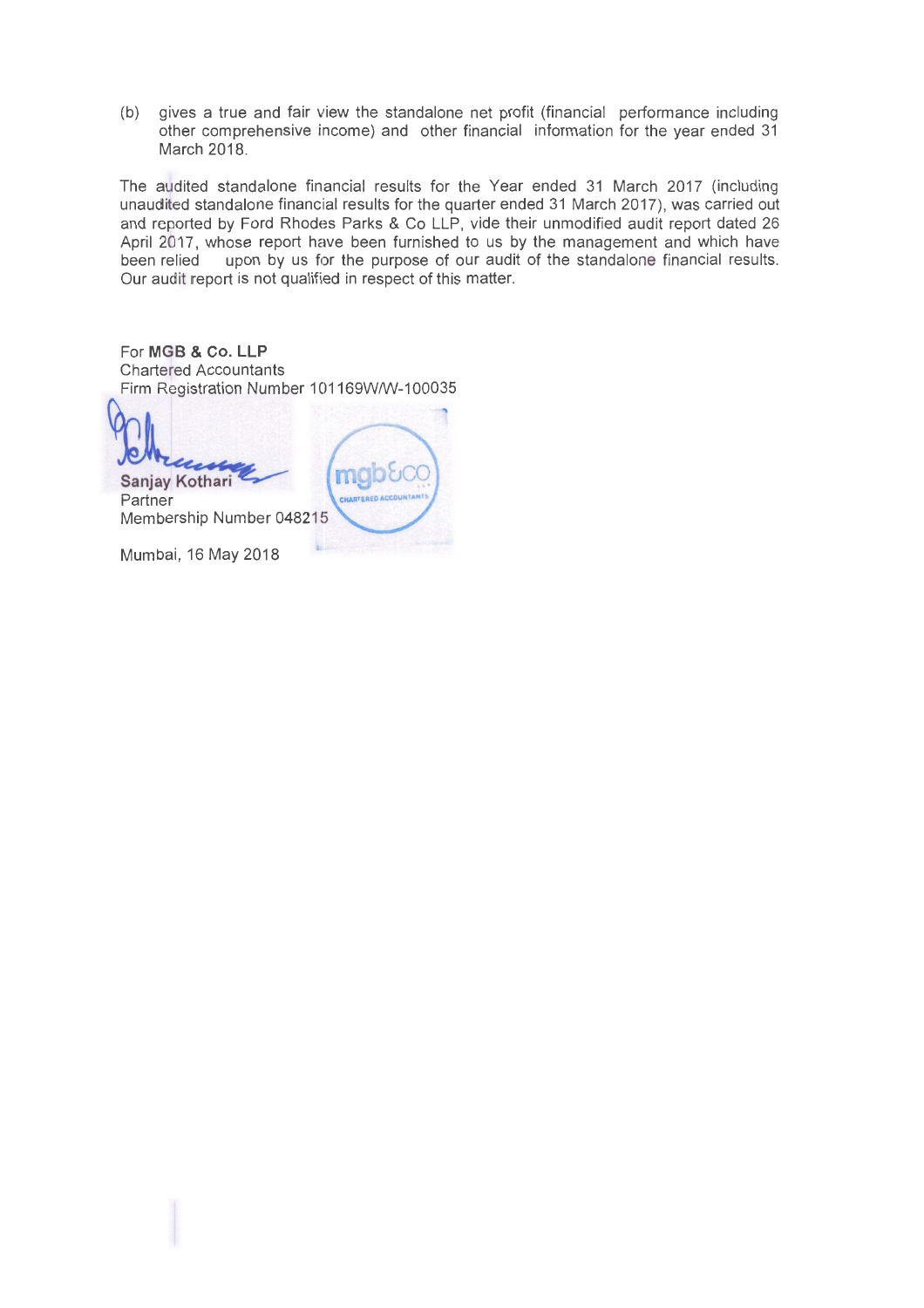(b) gives a true and fair view the standalone net profit (financial performance including other comprehensive income) and other financial information for the year ended 31 March 2018.

The audited standalone financial results for the Year ended 31 March 2017 (including unaudited standalone financial results for the quarter ended 31 March 2017), was carried out and reported by Ford Rhodes Parks & Co LLP, vide their unmodified audit report dated 26 April 2017, whose report have been furnished to us by the management and which have been relied upon by us for the purpose of our audit of the standalone financial results. Our audit report is not qualified in respect of this matter.

For **MGB & Co. LLP**
Chartered Accountants
Firm Registration Number 101169W/W-100035

**Sanjay Kothari**
Partner
Membership Number 048215

Mumbai, 16 May 2018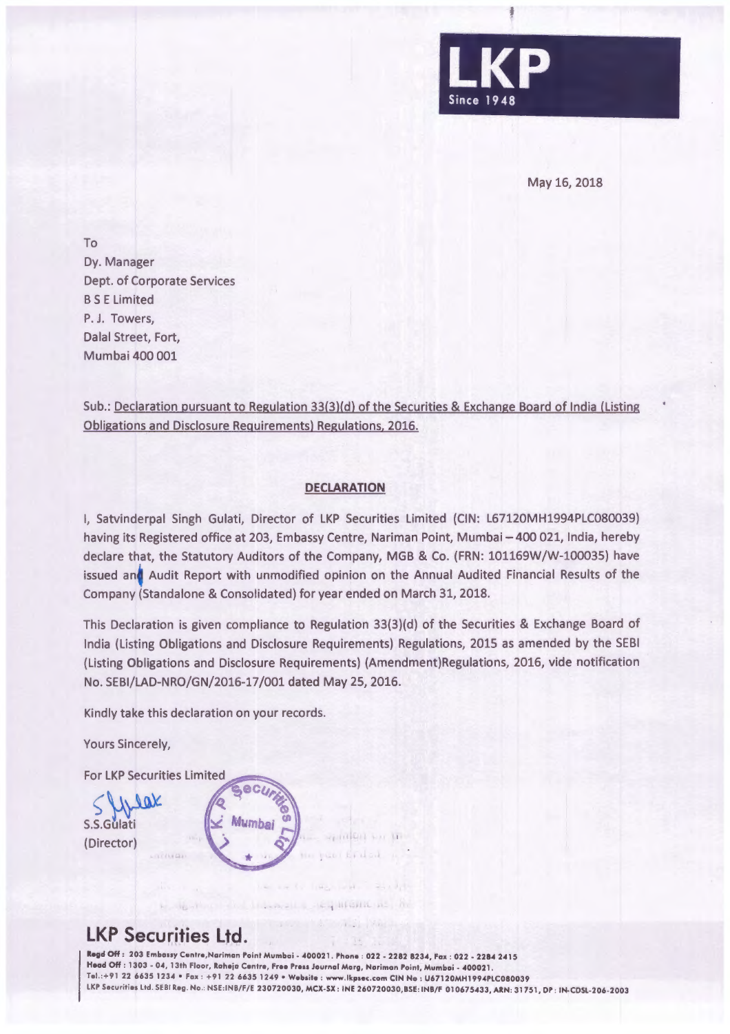LKP
Since 1948

May 16, 2018

To
Dy. Manager
Dept. of Corporate Services
B S E Limited
P. J. Towers,
Dalal Street, Fort,
Mumbai 400 001

Sub.: Declaration pursuant to Regulation 33(3)(d) of the Securities & Exchange Board of India (Listing Obligations and Disclosure Requirements) Regulations, 2016.

## DECLARATION

I, Satvinderpal Singh Gulati, Director of LKP Securities Limited (CIN: L67120MH1994PLC080039) having its Registered office at 203, Embassy Centre, Nariman Point, Mumbai – 400 021, India, hereby declare that, the Statutory Auditors of the Company, MGB & Co. (FRN: 101169W/W-100035) have issued and Audit Report with unmodified opinion on the Annual Audited Financial Results of the Company (Standalone & Consolidated) for year ended on March 31, 2018.

This Declaration is given compliance to Regulation 33(3)(d) of the Securities & Exchange Board of India (Listing Obligations and Disclosure Requirements) Regulations, 2015 as amended by the SEBI (Listing Obligations and Disclosure Requirements) (Amendment)Regulations, 2016, vide notification No. SEBI/LAD-NRO/GN/2016-17/001 dated May 25, 2016.

Kindly take this declaration on your records.

Yours Sincerely,

For LKP Securities Limited

S.S.Gulati
(Director)

**LKP Securities Ltd.**

Regd Off : 203 Embassy Centre, Nariman Point Mumbai - 400021. Phone : 022 - 2282 8234, Fax : 022 - 2284 2415
Head Off : 1303 - 04, 13th Floor, Raheja Centre, Free Press Journal Marg, Nariman Point, Mumbai - 400021.
Tel.:+91 22 6635 1234 • Fax : +91 22 6635 1249 • Website : www.lkpsec.com CIN No : U67120MH1994PLC080039
LKP Securities Ltd. SEBI Reg. No.: NSE:INB/F/E 230720030, MCX-SX : INE 260720030, BSE: INB/F 010675433, ARN: 31751, DP : IN-CDSL-206-2003